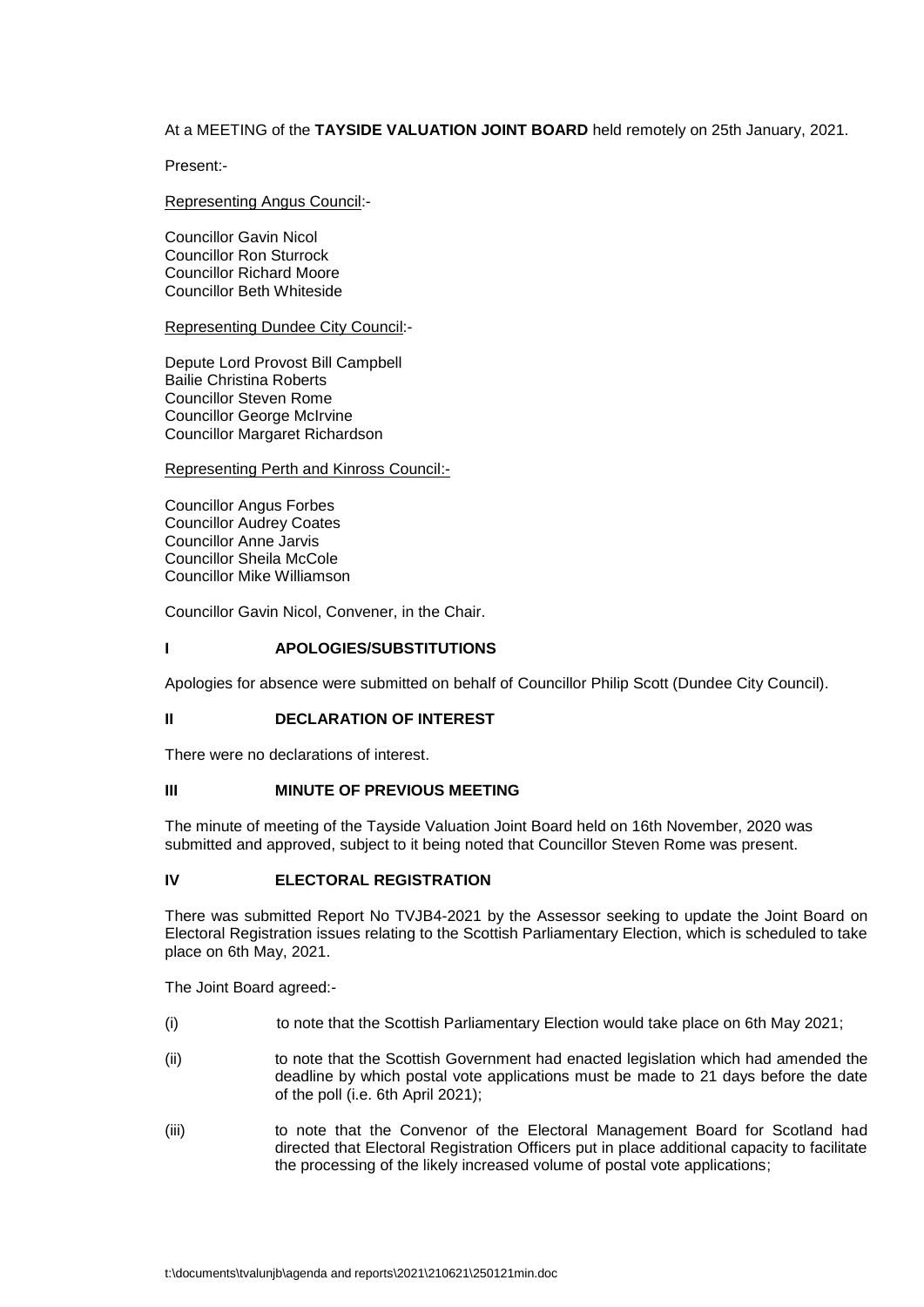At a MEETING of the **TAYSIDE VALUATION JOINT BOARD** held remotely on 25th January, 2021.

Present:-

Representing Angus Council:-

Councillor Gavin Nicol
Councillor Ron Sturrock
Councillor Richard Moore
Councillor Beth Whiteside

Representing Dundee City Council:-

Depute Lord Provost Bill Campbell
Bailie Christina Roberts
Councillor Steven Rome
Councillor George McIrvine
Councillor Margaret Richardson

Representing Perth and Kinross Council:-

Councillor Angus Forbes
Councillor Audrey Coates
Councillor Anne Jarvis
Councillor Sheila McCole
Councillor Mike Williamson

Councillor Gavin Nicol, Convener, in the Chair.

## I APOLOGIES/SUBSTITUTIONS

Apologies for absence were submitted on behalf of Councillor Philip Scott (Dundee City Council).

## II DECLARATION OF INTEREST

There were no declarations of interest.

## III MINUTE OF PREVIOUS MEETING

The minute of meeting of the Tayside Valuation Joint Board held on 16th November, 2020 was submitted and approved, subject to it being noted that Councillor Steven Rome was present.

## IV ELECTORAL REGISTRATION

There was submitted Report No TVJB4-2021 by the Assessor seeking to update the Joint Board on Electoral Registration issues relating to the Scottish Parliamentary Election, which is scheduled to take place on 6th May, 2021.

The Joint Board agreed:-

(i) to note that the Scottish Parliamentary Election would take place on 6th May 2021;

(ii) to note that the Scottish Government had enacted legislation which had amended the deadline by which postal vote applications must be made to 21 days before the date of the poll (i.e. 6th April 2021);

(iii) to note that the Convenor of the Electoral Management Board for Scotland had directed that Electoral Registration Officers put in place additional capacity to facilitate the processing of the likely increased volume of postal vote applications;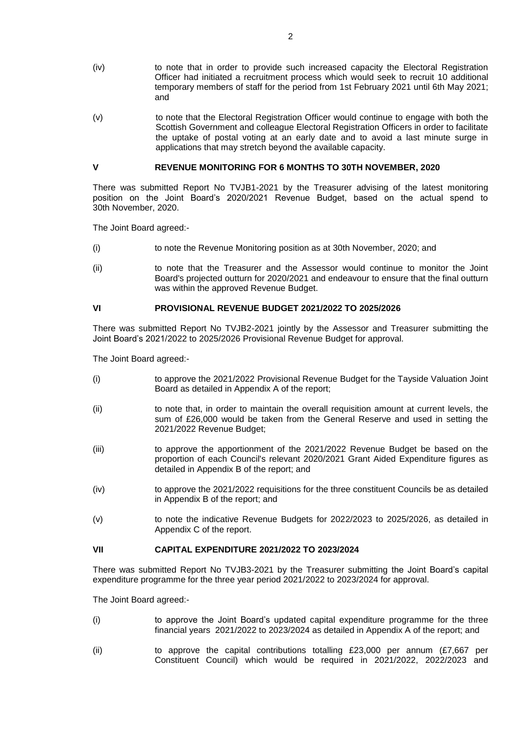(iv) to note that in order to provide such increased capacity the Electoral Registration Officer had initiated a recruitment process which would seek to recruit 10 additional temporary members of staff for the period from 1st February 2021 until 6th May 2021; and

(v) to note that the Electoral Registration Officer would continue to engage with both the Scottish Government and colleague Electoral Registration Officers in order to facilitate the uptake of postal voting at an early date and to avoid a last minute surge in applications that may stretch beyond the available capacity.

## V REVENUE MONITORING FOR 6 MONTHS TO 30TH NOVEMBER, 2020

There was submitted Report No TVJB1-2021 by the Treasurer advising of the latest monitoring position on the Joint Board's 2020/2021 Revenue Budget, based on the actual spend to 30th November, 2020.

The Joint Board agreed:-

(i) to note the Revenue Monitoring position as at 30th November, 2020; and

(ii) to note that the Treasurer and the Assessor would continue to monitor the Joint Board's projected outturn for 2020/2021 and endeavour to ensure that the final outturn was within the approved Revenue Budget.

## VI PROVISIONAL REVENUE BUDGET 2021/2022 TO 2025/2026

There was submitted Report No TVJB2-2021 jointly by the Assessor and Treasurer submitting the Joint Board's 2021/2022 to 2025/2026 Provisional Revenue Budget for approval.

The Joint Board agreed:-

(i) to approve the 2021/2022 Provisional Revenue Budget for the Tayside Valuation Joint Board as detailed in Appendix A of the report;

(ii) to note that, in order to maintain the overall requisition amount at current levels, the sum of £26,000 would be taken from the General Reserve and used in setting the 2021/2022 Revenue Budget;

(iii) to approve the apportionment of the 2021/2022 Revenue Budget be based on the proportion of each Council's relevant 2020/2021 Grant Aided Expenditure figures as detailed in Appendix B of the report; and

(iv) to approve the 2021/2022 requisitions for the three constituent Councils be as detailed in Appendix B of the report; and

(v) to note the indicative Revenue Budgets for 2022/2023 to 2025/2026, as detailed in Appendix C of the report.

## VII CAPITAL EXPENDITURE 2021/2022 TO 2023/2024

There was submitted Report No TVJB3-2021 by the Treasurer submitting the Joint Board's capital expenditure programme for the three year period 2021/2022 to 2023/2024 for approval.

The Joint Board agreed:-

(i) to approve the Joint Board's updated capital expenditure programme for the three financial years 2021/2022 to 2023/2024 as detailed in Appendix A of the report; and

(ii) to approve the capital contributions totalling £23,000 per annum (£7,667 per Constituent Council) which would be required in 2021/2022, 2022/2023 and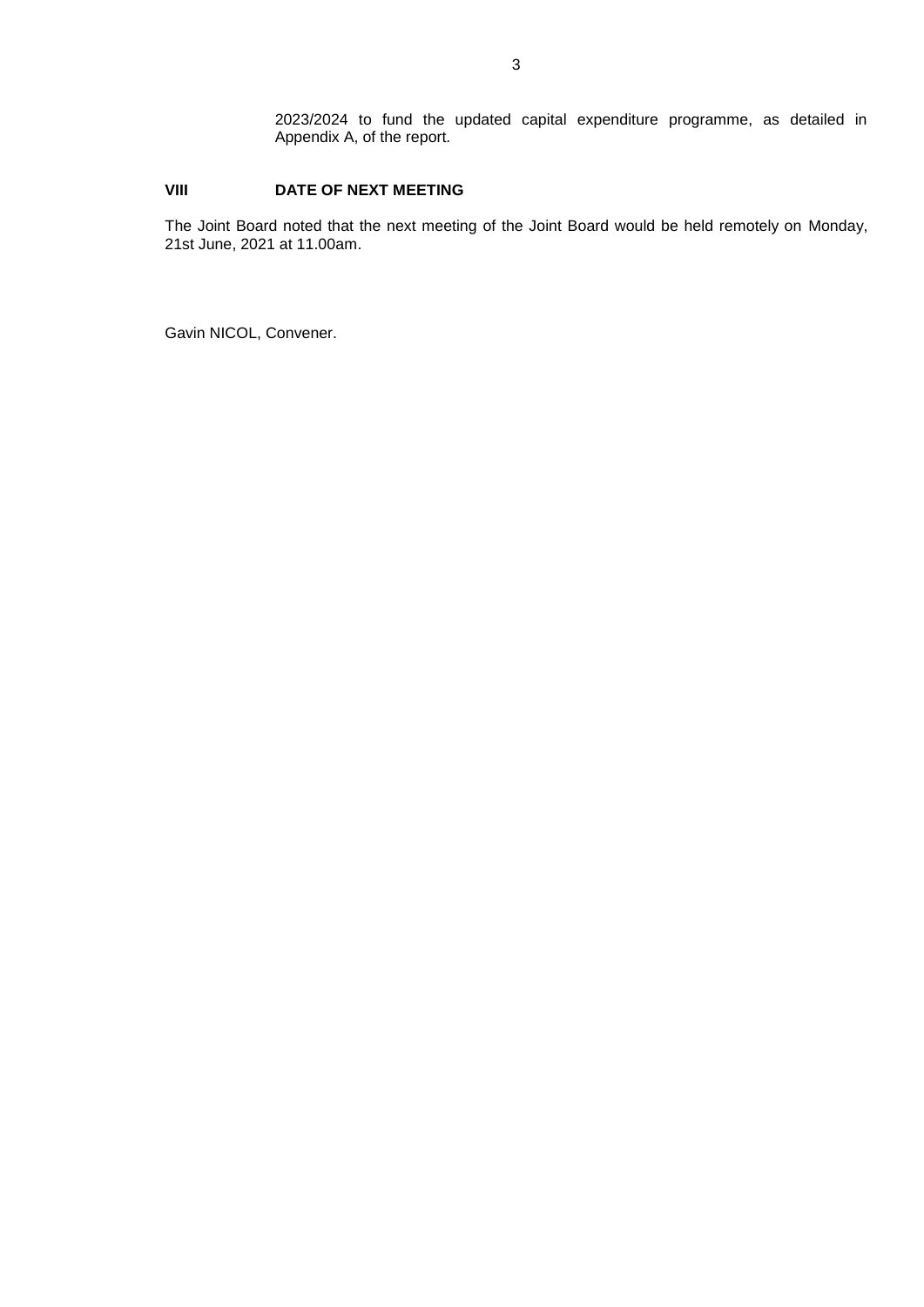2023/2024 to fund the updated capital expenditure programme, as detailed in Appendix A, of the report.

## VIII DATE OF NEXT MEETING

The Joint Board noted that the next meeting of the Joint Board would be held remotely on Monday, 21st June, 2021 at 11.00am.

Gavin NICOL, Convener.